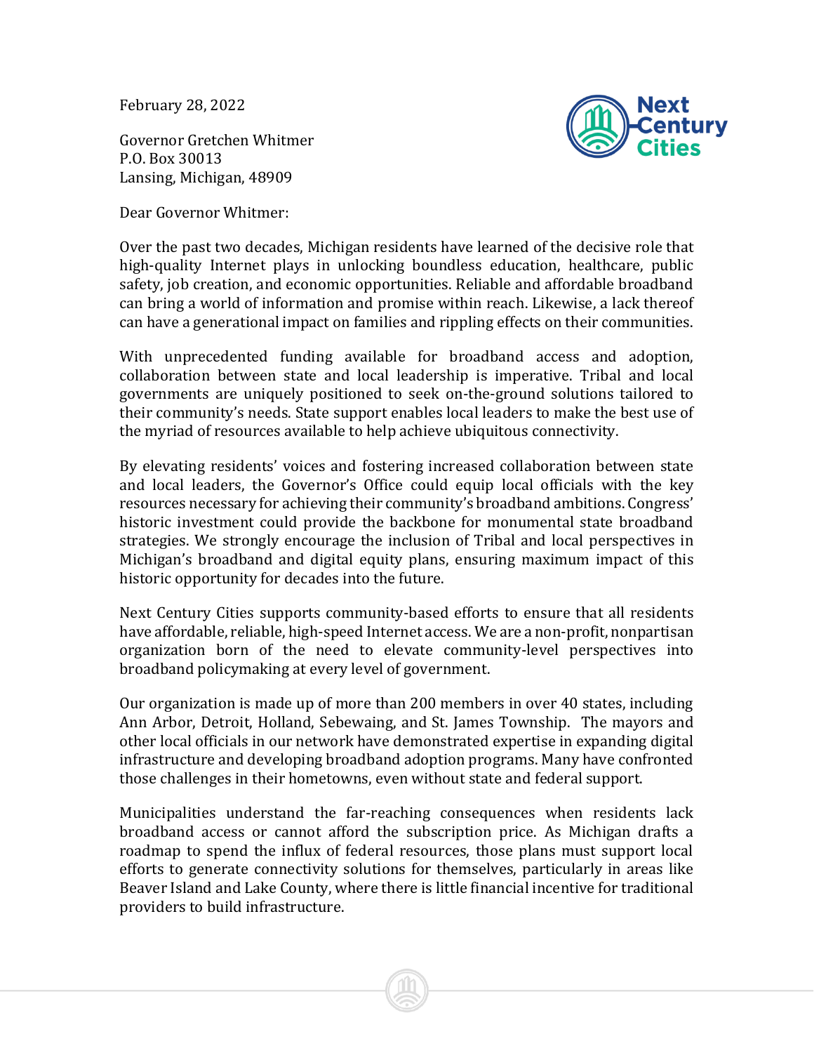February 28, 2022

Governor Gretchen Whitmer
P.O. Box 30013
Lansing, Michigan, 48909

Dear Governor Whitmer:

Over the past two decades, Michigan residents have learned of the decisive role that high-quality Internet plays in unlocking boundless education, healthcare, public safety, job creation, and economic opportunities. Reliable and affordable broadband can bring a world of information and promise within reach. Likewise, a lack thereof can have a generational impact on families and rippling effects on their communities.

With unprecedented funding available for broadband access and adoption, collaboration between state and local leadership is imperative. Tribal and local governments are uniquely positioned to seek on-the-ground solutions tailored to their community's needs. State support enables local leaders to make the best use of the myriad of resources available to help achieve ubiquitous connectivity.

By elevating residents' voices and fostering increased collaboration between state and local leaders, the Governor's Office could equip local officials with the key resources necessary for achieving their community's broadband ambitions. Congress' historic investment could provide the backbone for monumental state broadband strategies. We strongly encourage the inclusion of Tribal and local perspectives in Michigan's broadband and digital equity plans, ensuring maximum impact of this historic opportunity for decades into the future.

Next Century Cities supports community-based efforts to ensure that all residents have affordable, reliable, high-speed Internet access. We are a non-profit, nonpartisan organization born of the need to elevate community-level perspectives into broadband policymaking at every level of government.

Our organization is made up of more than 200 members in over 40 states, including Ann Arbor, Detroit, Holland, Sebewaing, and St. James Township. The mayors and other local officials in our network have demonstrated expertise in expanding digital infrastructure and developing broadband adoption programs. Many have confronted those challenges in their hometowns, even without state and federal support.

Municipalities understand the far-reaching consequences when residents lack broadband access or cannot afford the subscription price. As Michigan drafts a roadmap to spend the influx of federal resources, those plans must support local efforts to generate connectivity solutions for themselves, particularly in areas like Beaver Island and Lake County, where there is little financial incentive for traditional providers to build infrastructure.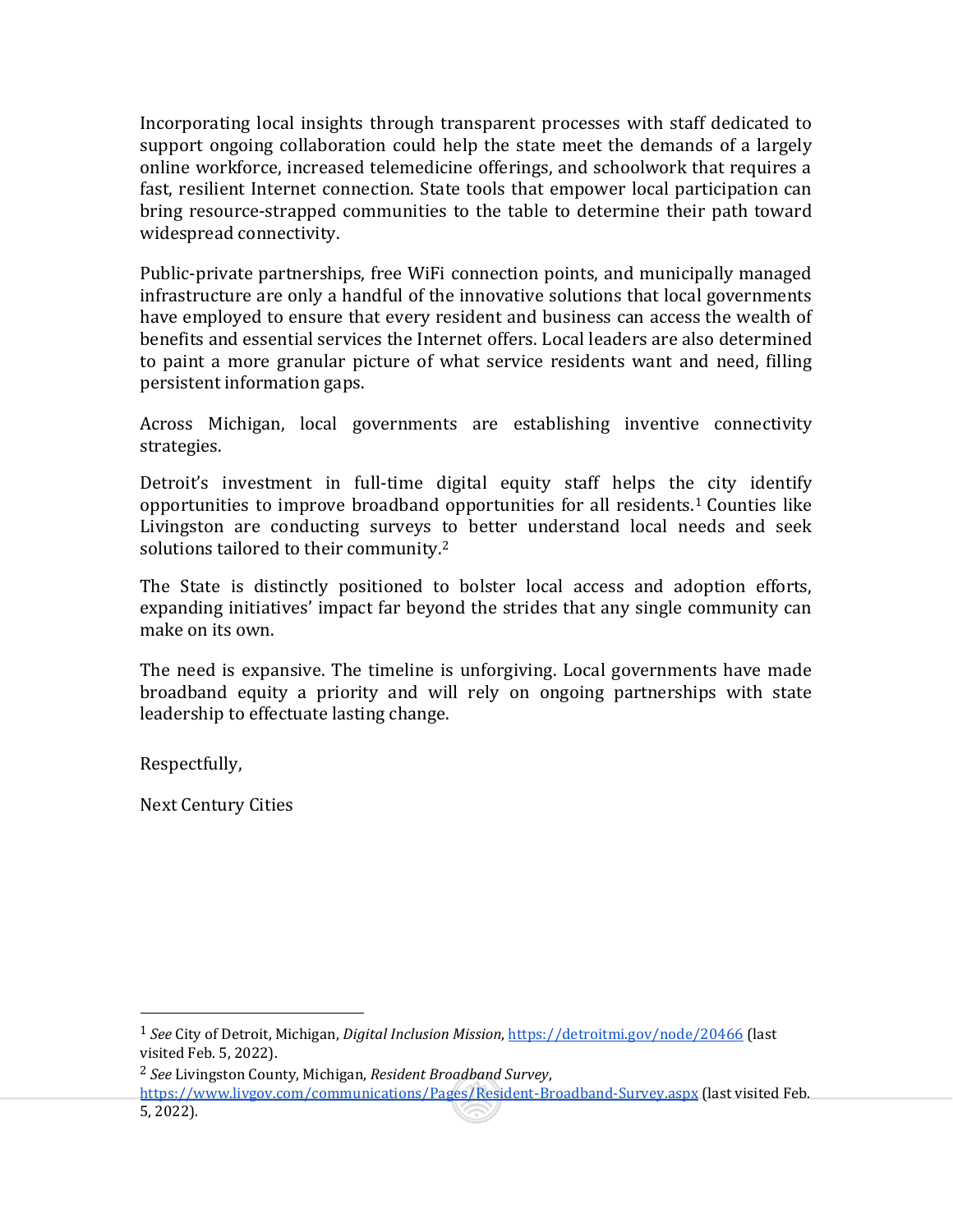Incorporating local insights through transparent processes with staff dedicated to support ongoing collaboration could help the state meet the demands of a largely online workforce, increased telemedicine offerings, and schoolwork that requires a fast, resilient Internet connection. State tools that empower local participation can bring resource-strapped communities to the table to determine their path toward widespread connectivity.

Public-private partnerships, free WiFi connection points, and municipally managed infrastructure are only a handful of the innovative solutions that local governments have employed to ensure that every resident and business can access the wealth of benefits and essential services the Internet offers. Local leaders are also determined to paint a more granular picture of what service residents want and need, filling persistent information gaps.

Across Michigan, local governments are establishing inventive connectivity strategies.

Detroit's investment in full-time digital equity staff helps the city identify opportunities to improve broadband opportunities for all residents.[1] Counties like Livingston are conducting surveys to better understand local needs and seek solutions tailored to their community.[2]

The State is distinctly positioned to bolster local access and adoption efforts, expanding initiatives' impact far beyond the strides that any single community can make on its own.

The need is expansive. The timeline is unforgiving. Local governments have made broadband equity a priority and will rely on ongoing partnerships with state leadership to effectuate lasting change.

Respectfully,

Next Century Cities

---

[1] *See* City of Detroit, Michigan, *Digital Inclusion Mission*, https://detroitmi.gov/node/20466 (last visited Feb. 5, 2022).

[2] *See* Livingston County, Michigan, *Resident Broadband Survey*, https://www.livgov.com/communications/Pages/Resident-Broadband-Survey.aspx (last visited Feb. 5, 2022).